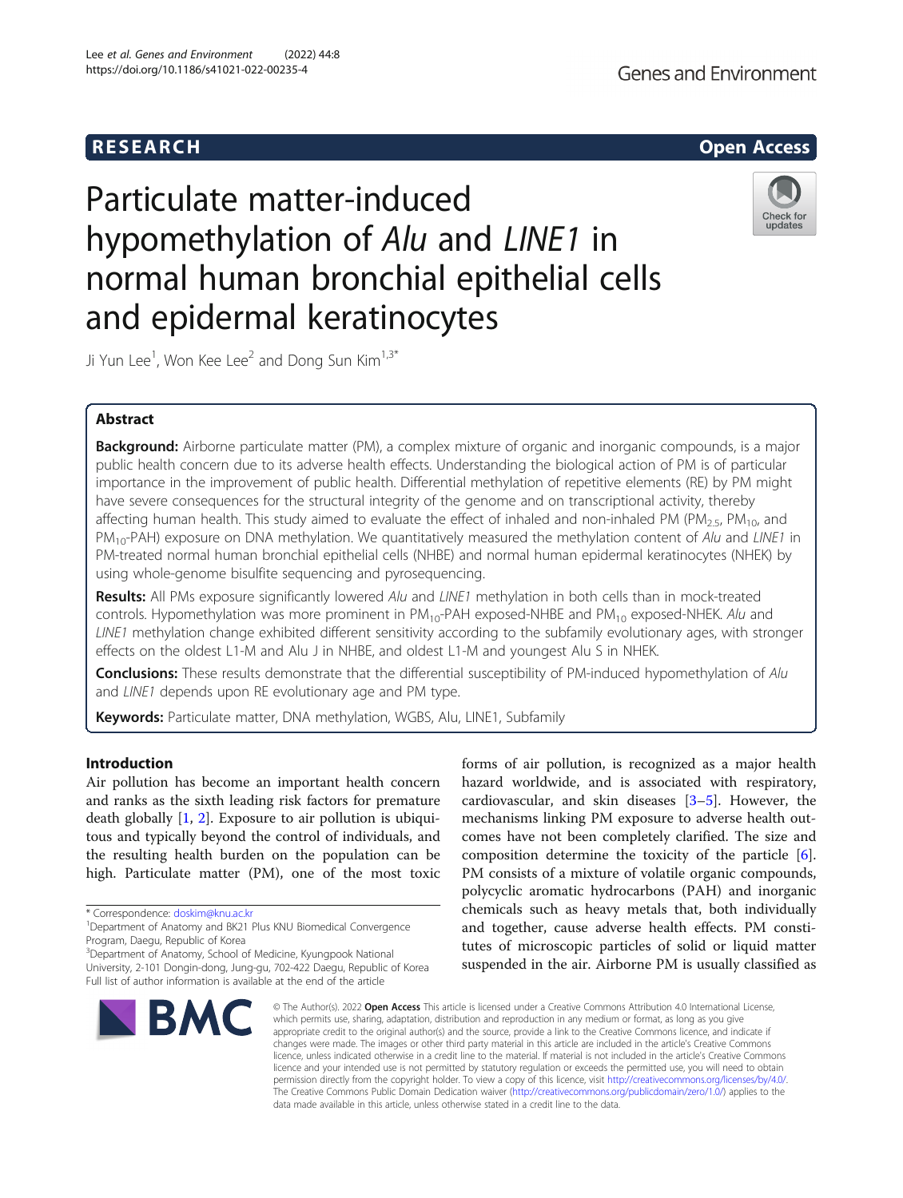RESEARCH Open Access

# Particulate matter-induced hypomethylation of *Alu* and *LINE1* in normal human bronchial epithelial cells and epidermal keratinocytes

Ji Yun Lee[1], Won Kee Lee[2] and Dong Sun Kim[1,3*]

## Abstract

**Background:** Airborne particulate matter (PM), a complex mixture of organic and inorganic compounds, is a major public health concern due to its adverse health effects. Understanding the biological action of PM is of particular importance in the improvement of public health. Differential methylation of repetitive elements (RE) by PM might have severe consequences for the structural integrity of the genome and on transcriptional activity, thereby affecting human health. This study aimed to evaluate the effect of inhaled and non-inhaled PM ($PM_{2.5}$, $PM_{10}$, and $PM_{10}$-PAH) exposure on DNA methylation. We quantitatively measured the methylation content of *Alu* and *LINE1* in PM-treated normal human bronchial epithelial cells (NHBE) and normal human epidermal keratinocytes (NHEK) by using whole-genome bisulfite sequencing and pyrosequencing.

**Results:** All PMs exposure significantly lowered *Alu* and *LINE1* methylation in both cells than in mock-treated controls. Hypomethylation was more prominent in $PM_{10}$-PAH exposed-NHBE and $PM_{10}$ exposed-NHEK. *Alu* and *LINE1* methylation change exhibited different sensitivity according to the subfamily evolutionary ages, with stronger effects on the oldest L1-M and Alu J in NHBE, and oldest L1-M and youngest Alu S in NHEK.

**Conclusions:** These results demonstrate that the differential susceptibility of PM-induced hypomethylation of *Alu* and *LINE1* depends upon RE evolutionary age and PM type.

**Keywords:** Particulate matter, DNA methylation, WGBS, Alu, LINE1, Subfamily

## Introduction

Air pollution has become an important health concern and ranks as the sixth leading risk factors for premature death globally [1, 2]. Exposure to air pollution is ubiquitous and typically beyond the control of individuals, and the resulting health burden on the population can be high. Particulate matter (PM), one of the most toxic forms of air pollution, is recognized as a major health hazard worldwide, and is associated with respiratory, cardiovascular, and skin diseases [3–5]. However, the mechanisms linking PM exposure to adverse health outcomes have not been completely clarified. The size and composition determine the toxicity of the particle [6]. PM consists of a mixture of volatile organic compounds, polycyclic aromatic hydrocarbons (PAH) and inorganic chemicals such as heavy metals that, both individually and together, cause adverse health effects. PM constitutes of microscopic particles of solid or liquid matter suspended in the air. Airborne PM is usually classified as

\* Correspondence: doskim@knu.ac.kr
[1]Department of Anatomy and BK21 Plus KNU Biomedical Convergence Program, Daegu, Republic of Korea
[3]Department of Anatomy, School of Medicine, Kyungpook National University, 2-101 Dongin-dong, Jung-gu, 702-422 Daegu, Republic of Korea
Full list of author information is available at the end of the article

© The Author(s). 2022 **Open Access** This article is licensed under a Creative Commons Attribution 4.0 International License, which permits use, sharing, adaptation, distribution and reproduction in any medium or format, as long as you give appropriate credit to the original author(s) and the source, provide a link to the Creative Commons licence, and indicate if changes were made. The images or other third party material in this article are included in the article's Creative Commons licence, unless indicated otherwise in a credit line to the material. If material is not included in the article's Creative Commons licence and your intended use is not permitted by statutory regulation or exceeds the permitted use, you will need to obtain permission directly from the copyright holder. To view a copy of this licence, visit http://creativecommons.org/licenses/by/4.0/. The Creative Commons Public Domain Dedication waiver (http://creativecommons.org/publicdomain/zero/1.0/) applies to the data made available in this article, unless otherwise stated in a credit line to the data.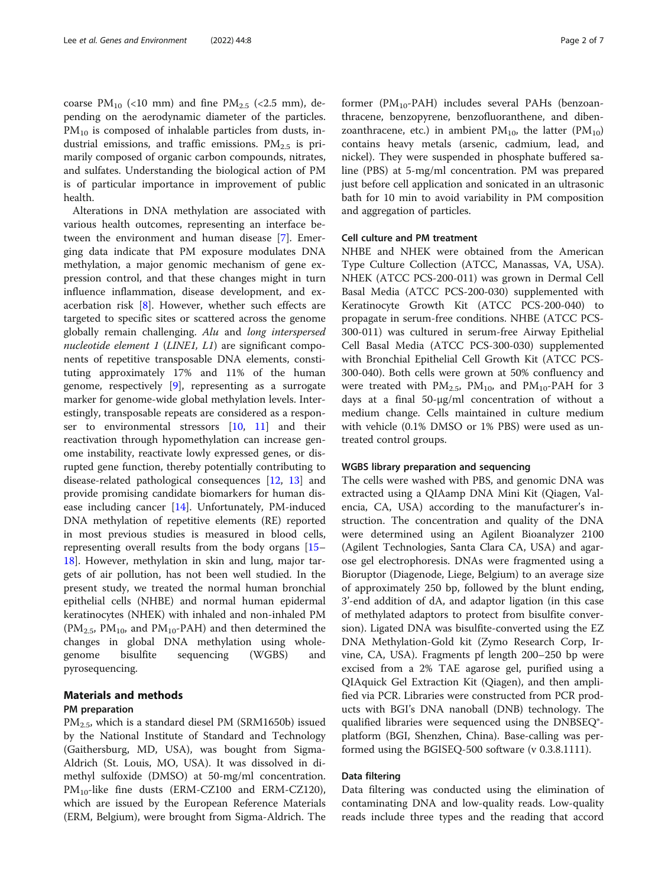coarse $PM_{10}$ (<10 mm) and fine $PM_{2.5}$ (<2.5 mm), depending on the aerodynamic diameter of the particles. $PM_{10}$ is composed of inhalable particles from dusts, industrial emissions, and traffic emissions. $PM_{2.5}$ is primarily composed of organic carbon compounds, nitrates, and sulfates. Understanding the biological action of PM is of particular importance in improvement of public health.

Alterations in DNA methylation are associated with various health outcomes, representing an interface between the environment and human disease [7]. Emerging data indicate that PM exposure modulates DNA methylation, a major genomic mechanism of gene expression control, and that these changes might in turn influence inflammation, disease development, and exacerbation risk [8]. However, whether such effects are targeted to specific sites or scattered across the genome globally remain challenging. *Alu* and *long interspersed nucleotide element 1* (*LINE1, L1*) are significant components of repetitive transposable DNA elements, constituting approximately 17% and 11% of the human genome, respectively [9], representing as a surrogate marker for genome-wide global methylation levels. Interestingly, transposable repeats are considered as a responser to environmental stressors [10, 11] and their reactivation through hypomethylation can increase genome instability, reactivate lowly expressed genes, or disrupted gene function, thereby potentially contributing to disease-related pathological consequences [12, 13] and provide promising candidate biomarkers for human disease including cancer [14]. Unfortunately, PM-induced DNA methylation of repetitive elements (RE) reported in most previous studies is measured in blood cells, representing overall results from the body organs [15–18]. However, methylation in skin and lung, major targets of air pollution, has not been well studied. In the present study, we treated the normal human bronchial epithelial cells (NHBE) and normal human epidermal keratinocytes (NHEK) with inhaled and non-inhaled PM ($PM_{2.5}$, $PM_{10}$, and $PM_{10}$-PAH) and then determined the changes in global DNA methylation using whole-genome bisulfite sequencing (WGBS) and pyrosequencing.

## Materials and methods

### PM preparation

$PM_{2.5}$, which is a standard diesel PM (SRM1650b) issued by the National Institute of Standard and Technology (Gaithersburg, MD, USA), was bought from Sigma-Aldrich (St. Louis, MO, USA). It was dissolved in dimethyl sulfoxide (DMSO) at 50-mg/ml concentration. $PM_{10}$-like fine dusts (ERM-CZ100 and ERM-CZ120), which are issued by the European Reference Materials (ERM, Belgium), were brought from Sigma-Aldrich. The former ($PM_{10}$-PAH) includes several PAHs (benzoanthracene, benzopyrene, benzofluoranthene, and dibenzoanthracene, etc.) in ambient $PM_{10}$, the latter ($PM_{10}$) contains heavy metals (arsenic, cadmium, lead, and nickel). They were suspended in phosphate buffered saline (PBS) at 5-mg/ml concentration. PM was prepared just before cell application and sonicated in an ultrasonic bath for 10 min to avoid variability in PM composition and aggregation of particles.

### Cell culture and PM treatment

NHBE and NHEK were obtained from the American Type Culture Collection (ATCC, Manassas, VA, USA). NHEK (ATCC PCS-200-011) was grown in Dermal Cell Basal Media (ATCC PCS-200-030) supplemented with Keratinocyte Growth Kit (ATCC PCS-200-040) to propagate in serum-free conditions. NHBE (ATCC PCS-300-011) was cultured in serum-free Airway Epithelial Cell Basal Media (ATCC PCS-300-030) supplemented with Bronchial Epithelial Cell Growth Kit (ATCC PCS-300-040). Both cells were grown at 50% confluency and were treated with $PM_{2.5}$, $PM_{10}$, and $PM_{10}$-PAH for 3 days at a final 50-μg/ml concentration of without a medium change. Cells maintained in culture medium with vehicle (0.1% DMSO or 1% PBS) were used as untreated control groups.

### WGBS library preparation and sequencing

The cells were washed with PBS, and genomic DNA was extracted using a QIAamp DNA Mini Kit (Qiagen, Valencia, CA, USA) according to the manufacturer's instruction. The concentration and quality of the DNA were determined using an Agilent Bioanalyzer 2100 (Agilent Technologies, Santa Clara CA, USA) and agarose gel electrophoresis. DNAs were fragmented using a Bioruptor (Diagenode, Liege, Belgium) to an average size of approximately 250 bp, followed by the blunt ending, 3'-end addition of dA, and adaptor ligation (in this case of methylated adaptors to protect from bisulfite conversion). Ligated DNA was bisulfite-converted using the EZ DNA Methylation-Gold kit (Zymo Research Corp, Irvine, CA, USA). Fragments pf length 200–250 bp were excised from a 2% TAE agarose gel, purified using a QIAquick Gel Extraction Kit (Qiagen), and then amplified via PCR. Libraries were constructed from PCR products with BGI's DNA nanoball (DNB) technology. The qualified libraries were sequenced using the DNBSEQ®-platform (BGI, Shenzhen, China). Base-calling was performed using the BGISEQ-500 software (v 0.3.8.1111).

### Data filtering

Data filtering was conducted using the elimination of contaminating DNA and low-quality reads. Low-quality reads include three types and the reading that accord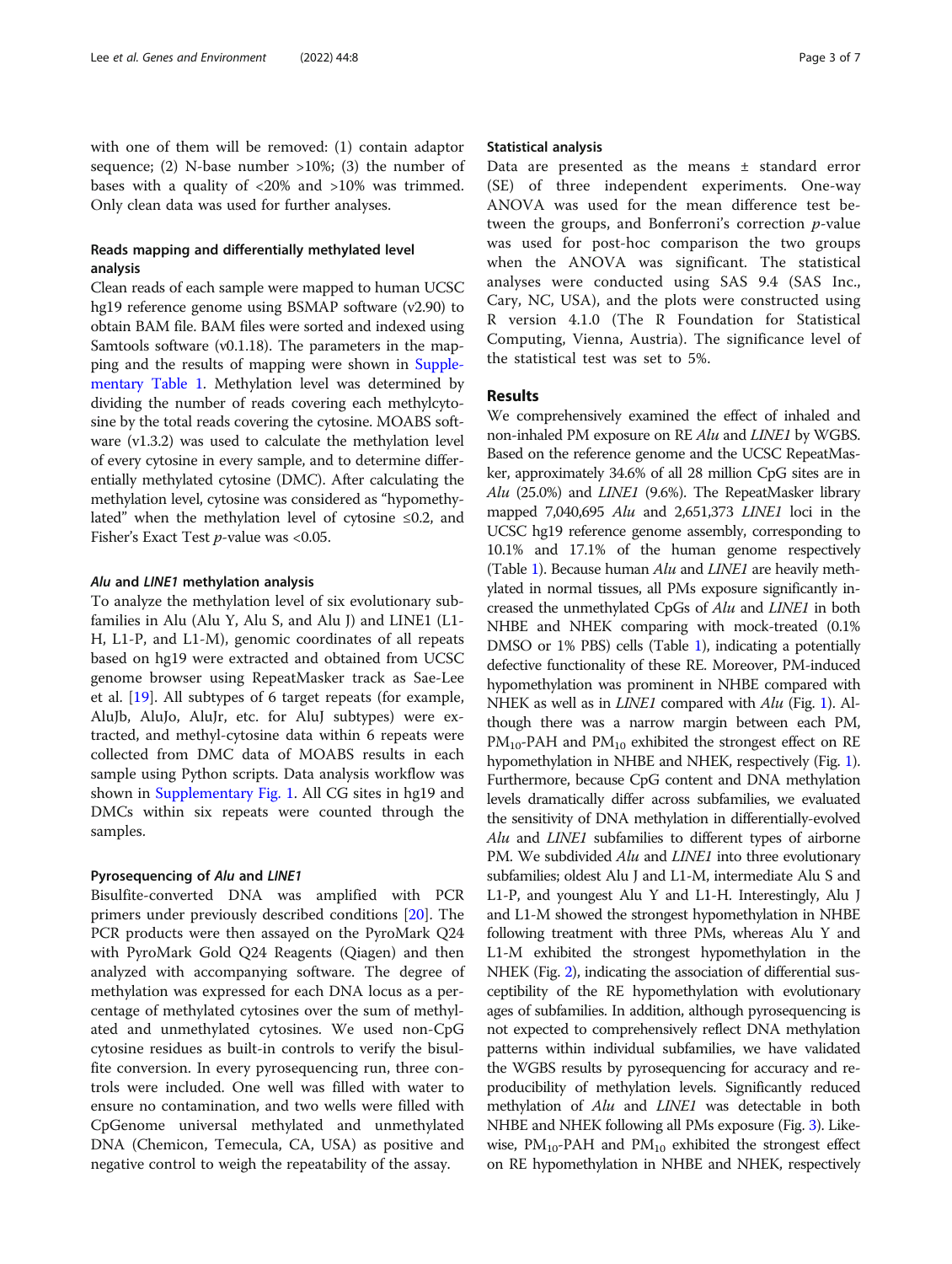with one of them will be removed: (1) contain adaptor sequence; (2) N-base number >10%; (3) the number of bases with a quality of <20% and >10% was trimmed. Only clean data was used for further analyses.

### Reads mapping and differentially methylated level analysis

Clean reads of each sample were mapped to human UCSC hg19 reference genome using BSMAP software (v2.90) to obtain BAM file. BAM files were sorted and indexed using Samtools software (v0.1.18). The parameters in the mapping and the results of mapping were shown in Supplementary Table 1. Methylation level was determined by dividing the number of reads covering each methylcytosine by the total reads covering the cytosine. MOABS software (v1.3.2) was used to calculate the methylation level of every cytosine in every sample, and to determine differentially methylated cytosine (DMC). After calculating the methylation level, cytosine was considered as "hypomethylated" when the methylation level of cytosine ≤0.2, and Fisher's Exact Test $p$-value was <0.05.

#### *Alu* and *LINE1* methylation analysis

To analyze the methylation level of six evolutionary subfamilies in Alu (Alu Y, Alu S, and Alu J) and LINE1 (L1-H, L1-P, and L1-M), genomic coordinates of all repeats based on hg19 were extracted and obtained from UCSC genome browser using RepeatMasker track as Sae-Lee et al. [19]. All subtypes of 6 target repeats (for example, AluJb, AluJo, AluJr, etc. for AluJ subtypes) were extracted, and methyl-cytosine data within 6 repeats were collected from DMC data of MOABS results in each sample using Python scripts. Data analysis workflow was shown in Supplementary Fig. 1. All CG sites in hg19 and DMCs within six repeats were counted through the samples.

### Pyrosequencing of *Alu* and *LINE1*

Bisulfite-converted DNA was amplified with PCR primers under previously described conditions [20]. The PCR products were then assayed on the PyroMark Q24 with PyroMark Gold Q24 Reagents (Qiagen) and then analyzed with accompanying software. The degree of methylation was expressed for each DNA locus as a percentage of methylated cytosines over the sum of methylated and unmethylated cytosines. We used non-CpG cytosine residues as built-in controls to verify the bisulfite conversion. In every pyrosequencing run, three controls were included. One well was filled with water to ensure no contamination, and two wells were filled with CpGenome universal methylated and unmethylated DNA (Chemicon, Temecula, CA, USA) as positive and negative control to weigh the repeatability of the assay.

### Statistical analysis

Data are presented as the means ± standard error (SE) of three independent experiments. One-way ANOVA was used for the mean difference test between the groups, and Bonferroni's correction $p$-value was used for post-hoc comparison the two groups when the ANOVA was significant. The statistical analyses were conducted using SAS 9.4 (SAS Inc., Cary, NC, USA), and the plots were constructed using R version 4.1.0 (The R Foundation for Statistical Computing, Vienna, Austria). The significance level of the statistical test was set to 5%.

## Results

We comprehensively examined the effect of inhaled and non-inhaled PM exposure on RE *Alu* and *LINE1* by WGBS. Based on the reference genome and the UCSC RepeatMasker, approximately 34.6% of all 28 million CpG sites are in *Alu* (25.0%) and *LINE1* (9.6%). The RepeatMasker library mapped 7,040,695 *Alu* and 2,651,373 *LINE1* loci in the UCSC hg19 reference genome assembly, corresponding to 10.1% and 17.1% of the human genome respectively (Table 1). Because human *Alu* and *LINE1* are heavily methylated in normal tissues, all PMs exposure significantly increased the unmethylated CpGs of *Alu* and *LINE1* in both NHBE and NHEK comparing with mock-treated (0.1% DMSO or 1% PBS) cells (Table 1), indicating a potentially defective functionality of these RE. Moreover, PM-induced hypomethylation was prominent in NHBE compared with NHEK as well as in *LINE1* compared with *Alu* (Fig. 1). Although there was a narrow margin between each PM, $PM_{10}$-PAH and $PM_{10}$ exhibited the strongest effect on RE hypomethylation in NHBE and NHEK, respectively (Fig. 1). Furthermore, because CpG content and DNA methylation levels dramatically differ across subfamilies, we evaluated the sensitivity of DNA methylation in differentially-evolved *Alu* and *LINE1* subfamilies to different types of airborne PM. We subdivided *Alu* and *LINE1* into three evolutionary subfamilies; oldest Alu J and L1-M, intermediate Alu S and L1-P, and youngest Alu Y and L1-H. Interestingly, Alu J and L1-M showed the strongest hypomethylation in NHBE following treatment with three PMs, whereas Alu Y and L1-M exhibited the strongest hypomethylation in the NHEK (Fig. 2), indicating the association of differential susceptibility of the RE hypomethylation with evolutionary ages of subfamilies. In addition, although pyrosequencing is not expected to comprehensively reflect DNA methylation patterns within individual subfamilies, we have validated the WGBS results by pyrosequencing for accuracy and reproducibility of methylation levels. Significantly reduced methylation of *Alu* and *LINE1* was detectable in both NHBE and NHEK following all PMs exposure (Fig. 3). Likewise, $PM_{10}$-PAH and $PM_{10}$ exhibited the strongest effect on RE hypomethylation in NHBE and NHEK, respectively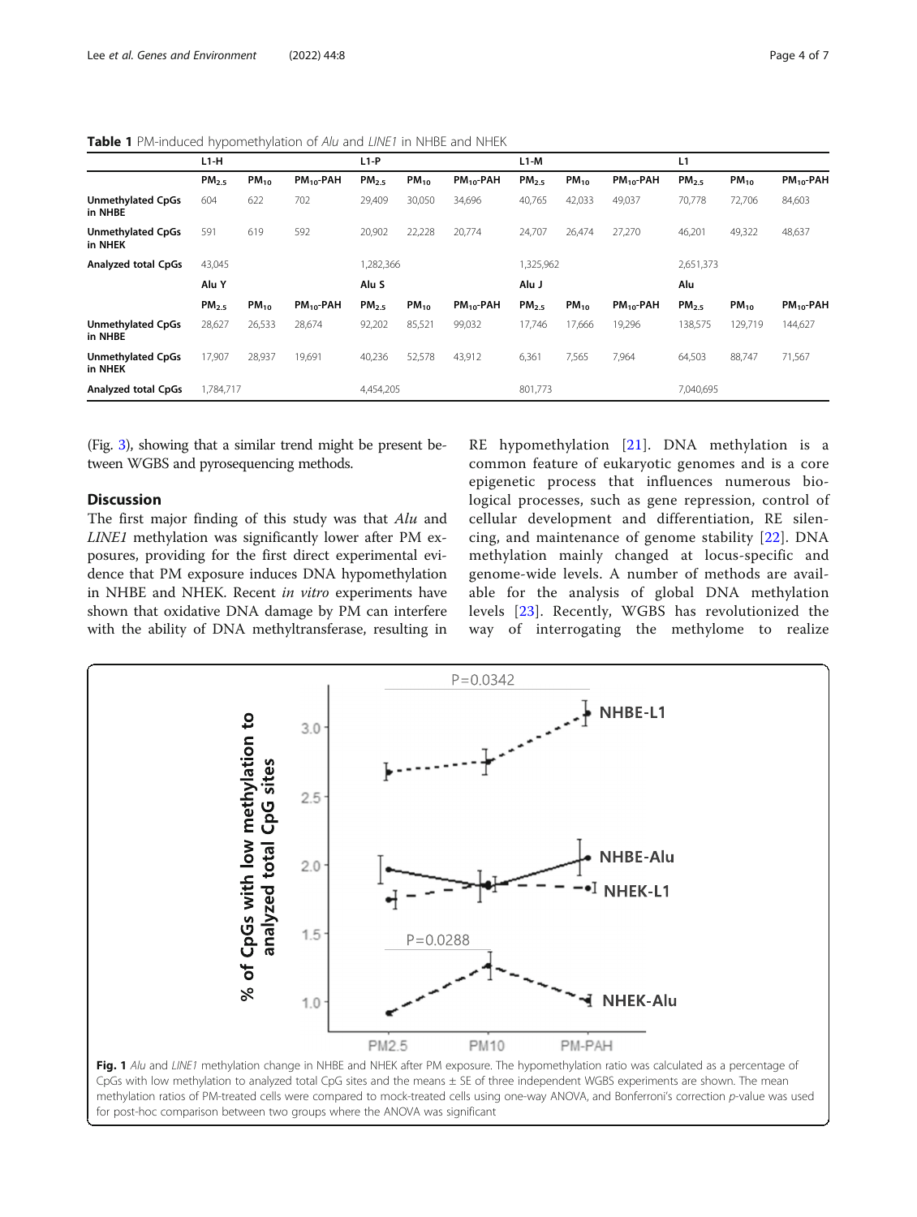**Table 1** PM-induced hypomethylation of *Alu* and *LINE1* in NHBE and NHEK

| | L1-H | | | L1-P | | | L1-M | | | L1 | | |
|---|---|---|---|---|---|---|---|---|---|---|---|---|
| | $PM_{2.5}$ | $PM_{10}$ | $PM_{10}$-PAH | $PM_{2.5}$ | $PM_{10}$ | $PM_{10}$-PAH | $PM_{2.5}$ | $PM_{10}$ | $PM_{10}$-PAH | $PM_{2.5}$ | $PM_{10}$ | $PM_{10}$-PAH |
| **Unmethylated CpGs in NHBE** | 604 | 622 | 702 | 29,409 | 30,050 | 34,696 | 40,765 | 42,033 | 49,037 | 70,778 | 72,706 | 84,603 |
| **Unmethylated CpGs in NHEK** | 591 | 619 | 592 | 20,902 | 22,228 | 20,774 | 24,707 | 26,474 | 27,270 | 46,201 | 49,322 | 48,637 |
| **Analyzed total CpGs** | 43,045 | | | 1,282,366 | | | 1,325,962 | | | 2,651,373 | | |
| | **Alu Y** | | | **Alu S** | | | **Alu J** | | | **Alu** | | |
| | $PM_{2.5}$ | $PM_{10}$ | $PM_{10}$-PAH | $PM_{2.5}$ | $PM_{10}$ | $PM_{10}$-PAH | $PM_{2.5}$ | $PM_{10}$ | $PM_{10}$-PAH | $PM_{2.5}$ | $PM_{10}$ | $PM_{10}$-PAH |
| **Unmethylated CpGs in NHBE** | 28,627 | 26,533 | 28,674 | 92,202 | 85,521 | 99,032 | 17,746 | 17,666 | 19,296 | 138,575 | 129,719 | 144,627 |
| **Unmethylated CpGs in NHEK** | 17,907 | 28,937 | 19,691 | 40,236 | 52,578 | 43,912 | 6,361 | 7,565 | 7,964 | 64,503 | 88,747 | 71,567 |
| **Analyzed total CpGs** | 1,784,717 | | | 4,454,205 | | | 801,773 | | | 7,040,695 | | |

(Fig. 3), showing that a similar trend might be present between WGBS and pyrosequencing methods.

## Discussion

The first major finding of this study was that *Alu* and *LINE1* methylation was significantly lower after PM exposures, providing for the first direct experimental evidence that PM exposure induces DNA hypomethylation in NHBE and NHEK. Recent *in vitro* experiments have shown that oxidative DNA damage by PM can interfere with the ability of DNA methyltransferase, resulting in RE hypomethylation [21]. DNA methylation is a common feature of eukaryotic genomes and is a core epigenetic process that influences numerous biological processes, such as gene repression, control of cellular development and differentiation, RE silencing, and maintenance of genome stability [22]. DNA methylation mainly changed at locus-specific and genome-wide levels. A number of methods are available for the analysis of global DNA methylation levels [23]. Recently, WGBS has revolutionized the way of interrogating the methylome to realize

**Fig. 1** *Alu* and *LINE1* methylation change in NHBE and NHEK after PM exposure. The hypomethylation ratio was calculated as a percentage of CpGs with low methylation to analyzed total CpG sites and the means ± SE of three independent WGBS experiments are shown. The mean methylation ratios of PM-treated cells were compared to mock-treated cells using one-way ANOVA, and Bonferroni's correction *p*-value was used for post-hoc comparison between two groups where the ANOVA was significant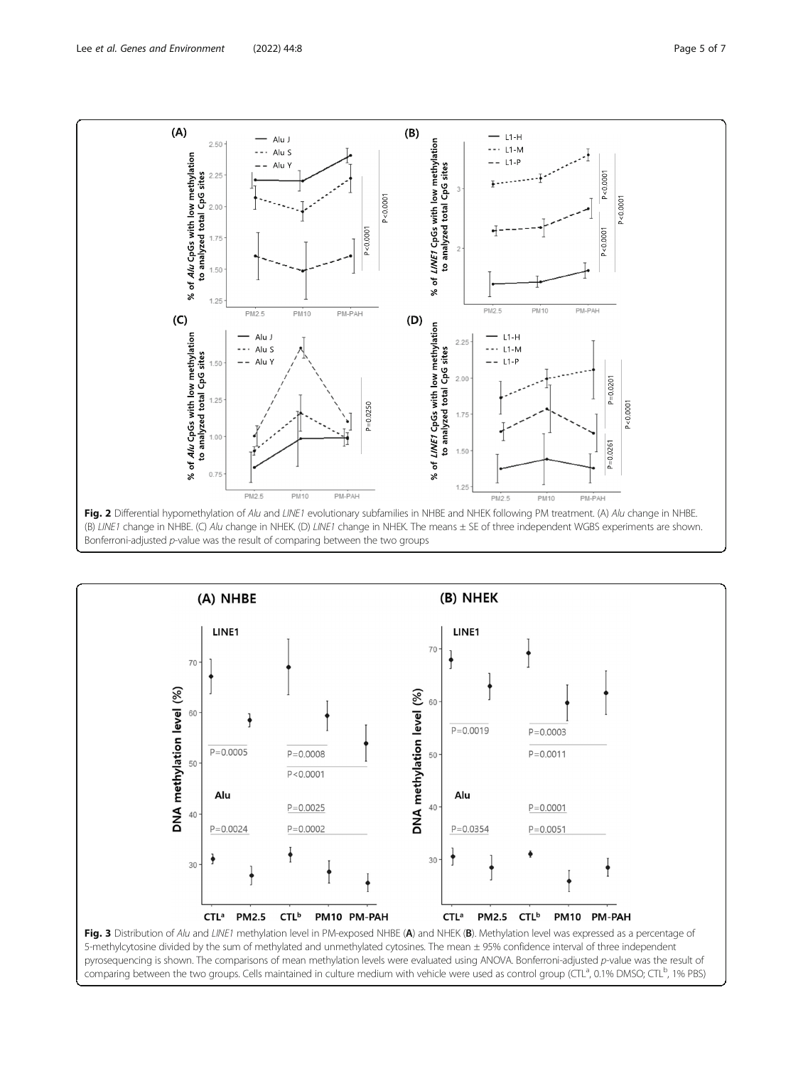**Fig. 2** Differential hypomethylation of *Alu* and *LINE1* evolutionary subfamilies in NHBE and NHEK following PM treatment. (A) *Alu* change in NHBE. (B) *LINE1* change in NHBE. (C) *Alu* change in NHEK. (D) *LINE1* change in NHEK. The means ± SE of three independent WGBS experiments are shown. Bonferroni-adjusted *p*-value was the result of comparing between the two groups

**Fig. 3** Distribution of *Alu* and *LINE1* methylation level in PM-exposed NHBE (**A**) and NHEK (**B**). Methylation level was expressed as a percentage of 5-methylcytosine divided by the sum of methylated and unmethylated cytosines. The mean ± 95% confidence interval of three independent pyrosequencing is shown. The comparisons of mean methylation levels were evaluated using ANOVA. Bonferroni-adjusted *p*-value was the result of comparing between the two groups. Cells maintained in culture medium with vehicle were used as control group (CTL[a], 0.1% DMSO; CTL[b], 1% PBS)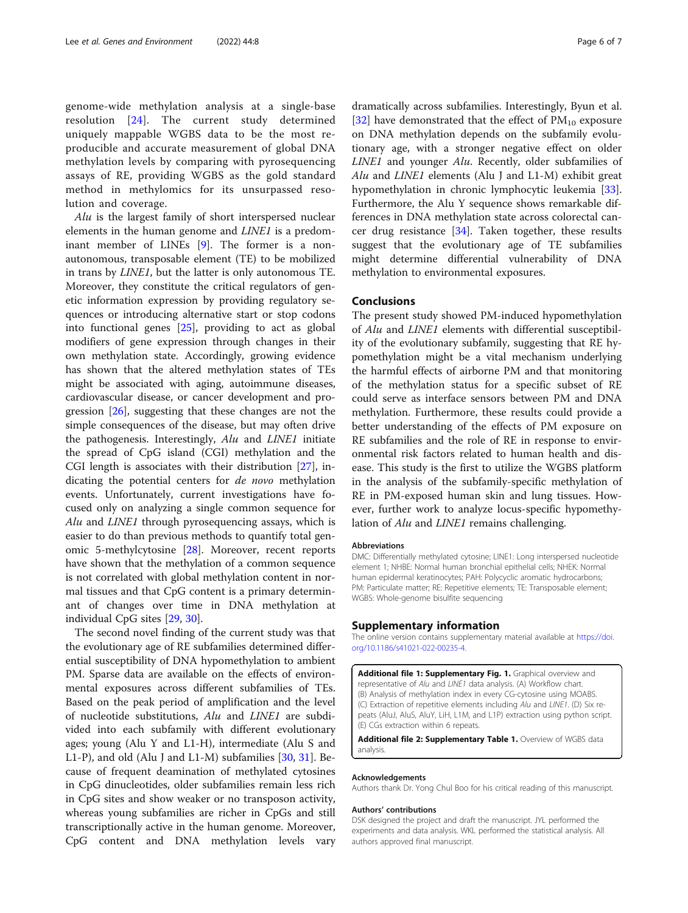genome-wide methylation analysis at a single-base resolution [24]. The current study determined uniquely mappable WGBS data to be the most reproducible and accurate measurement of global DNA methylation levels by comparing with pyrosequencing assays of RE, providing WGBS as the gold standard method in methylomics for its unsurpassed resolution and coverage.

*Alu* is the largest family of short interspersed nuclear elements in the human genome and *LINE1* is a predominant member of LINEs [9]. The former is a non-autonomous, transposable element (TE) to be mobilized in trans by *LINE1*, but the latter is only autonomous TE. Moreover, they constitute the critical regulators of genetic information expression by providing regulatory sequences or introducing alternative start or stop codons into functional genes [25], providing to act as global modifiers of gene expression through changes in their own methylation state. Accordingly, growing evidence has shown that the altered methylation states of TEs might be associated with aging, autoimmune diseases, cardiovascular disease, or cancer development and progression [26], suggesting that these changes are not the simple consequences of the disease, but may often drive the pathogenesis. Interestingly, *Alu* and *LINE1* initiate the spread of CpG island (CGI) methylation and the CGI length is associates with their distribution [27], indicating the potential centers for *de novo* methylation events. Unfortunately, current investigations have focused only on analyzing a single common sequence for *Alu* and *LINE1* through pyrosequencing assays, which is easier to do than previous methods to quantify total genomic 5-methylcytosine [28]. Moreover, recent reports have shown that the methylation of a common sequence is not correlated with global methylation content in normal tissues and that CpG content is a primary determinant of changes over time in DNA methylation at individual CpG sites [29, 30].

The second novel finding of the current study was that the evolutionary age of RE subfamilies determined differential susceptibility of DNA hypomethylation to ambient PM. Sparse data are available on the effects of environmental exposures across different subfamilies of TEs. Based on the peak period of amplification and the level of nucleotide substitutions, *Alu* and *LINE1* are subdivided into each subfamily with different evolutionary ages; young (Alu Y and L1-H), intermediate (Alu S and L1-P), and old (Alu J and L1-M) subfamilies [30, 31]. Because of frequent deamination of methylated cytosines in CpG dinucleotides, older subfamilies remain less rich in CpG sites and show weaker or no transposon activity, whereas young subfamilies are richer in CpGs and still transcriptionally active in the human genome. Moreover, CpG content and DNA methylation levels vary dramatically across subfamilies. Interestingly, Byun et al. [32] have demonstrated that the effect of $PM_{10}$ exposure on DNA methylation depends on the subfamily evolutionary age, with a stronger negative effect on older *LINE1* and younger *Alu*. Recently, older subfamilies of *Alu* and *LINE1* elements (Alu J and L1-M) exhibit great hypomethylation in chronic lymphocytic leukemia [33]. Furthermore, the Alu Y sequence shows remarkable differences in DNA methylation state across colorectal cancer drug resistance [34]. Taken together, these results suggest that the evolutionary age of TE subfamilies might determine differential vulnerability of DNA methylation to environmental exposures.

## Conclusions

The present study showed PM-induced hypomethylation of *Alu* and *LINE1* elements with differential susceptibility of the evolutionary subfamily, suggesting that RE hypomethylation might be a vital mechanism underlying the harmful effects of airborne PM and that monitoring of the methylation status for a specific subset of RE could serve as interface sensors between PM and DNA methylation. Furthermore, these results could provide a better understanding of the effects of PM exposure on RE subfamilies and the role of RE in response to environmental risk factors related to human health and disease. This study is the first to utilize the WGBS platform in the analysis of the subfamily-specific methylation of RE in PM-exposed human skin and lung tissues. However, further work to analyze locus-specific hypomethylation of *Alu* and *LINE1* remains challenging.

#### Abbreviations

DMC: Differentially methylated cytosine; LINE1: Long interspersed nucleotide element 1; NHBE: Normal human bronchial epithelial cells; NHEK: Normal human epidermal keratinocytes; PAH: Polycyclic aromatic hydrocarbons; PM: Particulate matter; RE: Repetitive elements; TE: Transposable element; WGBS: Whole-genome bisulfite sequencing

## Supplementary information

The online version contains supplementary material available at https://doi.org/10.1186/s41021-022-00235-4.

**Additional file 1: Supplementary Fig. 1.** Graphical overview and representative of *Alu* and *LINE1* data analysis. (A) Workflow chart. (B) Analysis of methylation index in every CG-cytosine using MOABS. (C) Extraction of repetitive elements including *Alu* and *LINE1*. (D) Six repeats (AluJ, AluS, AluY, LiH, L1M, and L1P) extraction using python script. (E) CGs extraction within 6 repeats.

**Additional file 2: Supplementary Table 1.** Overview of WGBS data analysis.

#### Acknowledgements

Authors thank Dr. Yong Chul Boo for his critical reading of this manuscript.

#### Authors' contributions

DSK designed the project and draft the manuscript. JYL performed the experiments and data analysis. WKL performed the statistical analysis. All authors approved final manuscript.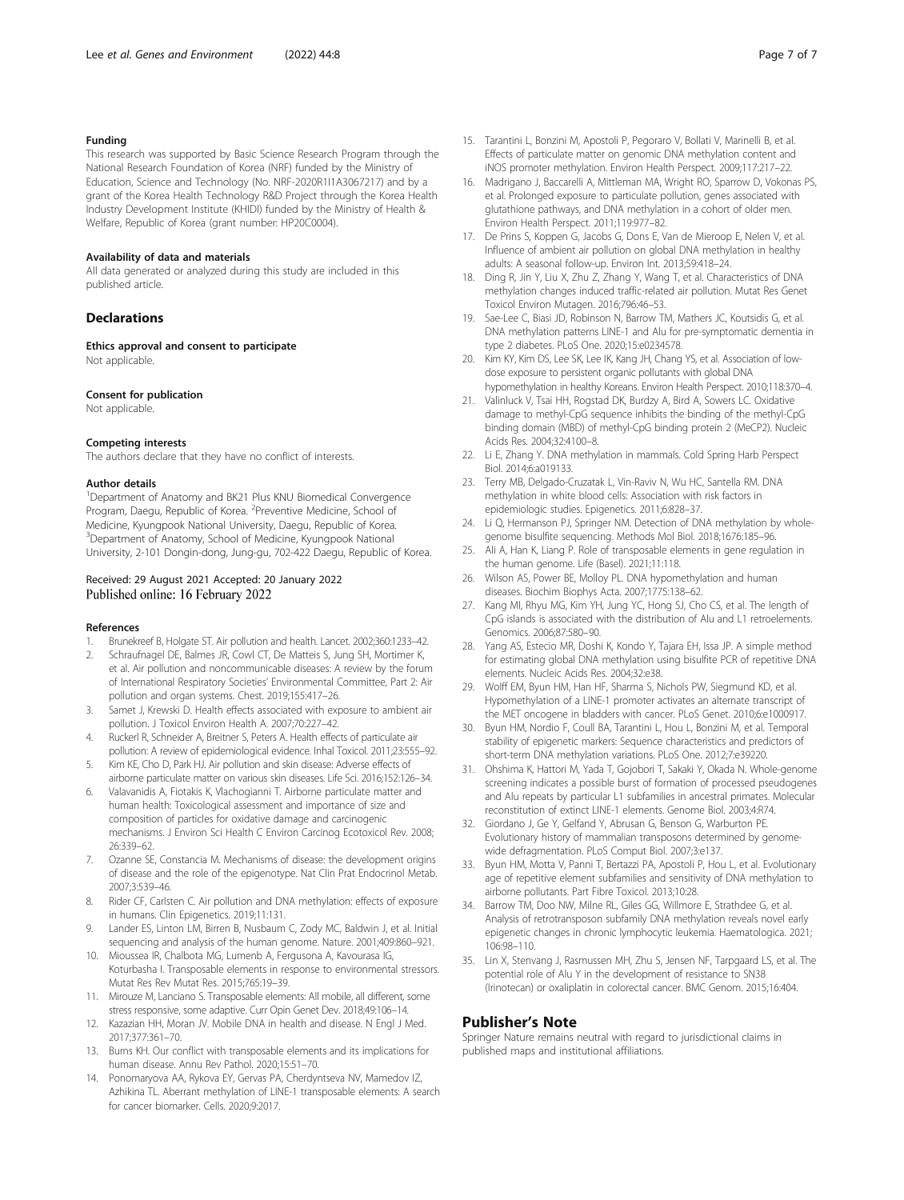#### Funding

This research was supported by Basic Science Research Program through the National Research Foundation of Korea (NRF) funded by the Ministry of Education, Science and Technology (No. NRF-2020R1I1A3067217) and by a grant of the Korea Health Technology R&D Project through the Korea Health Industry Development Institute (KHIDI) funded by the Ministry of Health & Welfare, Republic of Korea (grant number: HP20C0004).

#### Availability of data and materials

All data generated or analyzed during this study are included in this published article.

## Declarations

#### Ethics approval and consent to participate

Not applicable.

#### Consent for publication

Not applicable.

#### Competing interests

The authors declare that they have no conflict of interests.

#### Author details

[1]Department of Anatomy and BK21 Plus KNU Biomedical Convergence Program, Daegu, Republic of Korea. [2]Preventive Medicine, School of Medicine, Kyungpook National University, Daegu, Republic of Korea. [3]Department of Anatomy, School of Medicine, Kyungpook National University, 2-101 Dongin-dong, Jung-gu, 702-422 Daegu, Republic of Korea.

Received: 29 August 2021 Accepted: 20 January 2022
Published online: 16 February 2022

#### References

1. Brunekreef B, Holgate ST. Air pollution and health. Lancet. 2002;360:1233–42.
2. Schraufnagel DE, Balmes JR, Cowl CT, De Matteis S, Jung SH, Mortimer K, et al. Air pollution and noncommunicable diseases: A review by the forum of International Respiratory Societies' Environmental Committee, Part 2: Air pollution and organ systems. Chest. 2019;155:417–26.
3. Samet J, Krewski D. Health effects associated with exposure to ambient air pollution. J Toxicol Environ Health A. 2007;70:227–42.
4. Ruckerl R, Schneider A, Breitner S, Peters A. Health effects of particulate air pollution: A review of epidemiological evidence. Inhal Toxicol. 2011;23:555–92.
5. Kim KE, Cho D, Park HJ. Air pollution and skin disease: Adverse effects of airborne particulate matter on various skin diseases. Life Sci. 2016;152:126–34.
6. Valavanidis A, Fiotakis K, Vlachogianni T. Airborne particulate matter and human health: Toxicological assessment and importance of size and composition of particles for oxidative damage and carcinogenic mechanisms. J Environ Sci Health C Environ Carcinog Ecotoxicol Rev. 2008; 26:339–62.
7. Ozanne SE, Constancia M. Mechanisms of disease: the development origins of disease and the role of the epigenotype. Nat Clin Prat Endocrinol Metab. 2007;3:539–46.
8. Rider CF, Carlsten C. Air pollution and DNA methylation: effects of exposure in humans. Clin Epigenetics. 2019;11:131.
9. Lander ES, Linton LM, Birren B, Nusbaum C, Zody MC, Baldwin J, et al. Initial sequencing and analysis of the human genome. Nature. 2001;409:860–921.
10. Mioussea IR, Chalbota MG, Lumenb A, Fergusona A, Kavourasa IG, Koturbasha I. Transposable elements in response to environmental stressors. Mutat Res Rev Mutat Res. 2015;765:19–39.
11. Mirouze M, Lanciano S. Transposable elements: All mobile, all different, some stress responsive, some adaptive. Curr Opin Genet Dev. 2018;49:106–14.
12. Kazazian HH, Moran JV. Mobile DNA in health and disease. N Engl J Med. 2017;377:361–70.
13. Burns KH. Our conflict with transposable elements and its implications for human disease. Annu Rev Pathol. 2020;15:51–70.
14. Ponomaryova AA, Rykova EY, Gervas PA, Cherdyntseva NV, Mamedov IZ, Azhikina TL. Aberrant methylation of LINE-1 transposable elements: A search for cancer biomarker. Cells. 2020;9:2017.
15. Tarantini L, Bonzini M, Apostoli P, Pegoraro V, Bollati V, Marinelli B, et al. Effects of particulate matter on genomic DNA methylation content and iNOS promoter methylation. Environ Health Perspect. 2009;117:217–22.
16. Madrigano J, Baccarelli A, Mittleman MA, Wright RO, Sparrow D, Vokonas PS, et al. Prolonged exposure to particulate pollution, genes associated with glutathione pathways, and DNA methylation in a cohort of older men. Environ Health Perspect. 2011;119:977–82.
17. De Prins S, Koppen G, Jacobs G, Dons E, Van de Mieroop E, Nelen V, et al. Influence of ambient air pollution on global DNA methylation in healthy adults: A seasonal follow-up. Environ Int. 2013;59:418–24.
18. Ding R, Jin Y, Liu X, Zhu Z, Zhang Y, Wang T, et al. Characteristics of DNA methylation changes induced traffic-related air pollution. Mutat Res Genet Toxicol Environ Mutagen. 2016;796:46–53.
19. Sae-Lee C, Biasi JD, Robinson N, Barrow TM, Mathers JC, Koutsidis G, et al. DNA methylation patterns LINE-1 and Alu for pre-symptomatic dementia in type 2 diabetes. PLoS One. 2020;15:e0234578.
20. Kim KY, Kim DS, Lee SK, Lee IK, Kang JH, Chang YS, et al. Association of low-dose exposure to persistent organic pollutants with global DNA hypomethylation in healthy Koreans. Environ Health Perspect. 2010;118:370–4.
21. Valinluck V, Tsai HH, Rogstad DK, Burdzy A, Bird A, Sowers LC. Oxidative damage to methyl-CpG sequence inhibits the binding of the methyl-CpG binding domain (MBD) of methyl-CpG binding protein 2 (MeCP2). Nucleic Acids Res. 2004;32:4100–8.
22. Li E, Zhang Y. DNA methylation in mammals. Cold Spring Harb Perspect Biol. 2014;6:a019133.
23. Terry MB, Delgado-Cruzatak L, Vin-Raviv N, Wu HC, Santella RM. DNA methylation in white blood cells: Association with risk factors in epidemiologic studies. Epigenetics. 2011;6:828–37.
24. Li Q, Hermanson PJ, Springer NM. Detection of DNA methylation by whole-genome bisulfite sequencing. Methods Mol Biol. 2018;1676:185–96.
25. Ali A, Han K, Liang P. Role of transposable elements in gene regulation in the human genome. Life (Basel). 2021;11:118.
26. Wilson AS, Power BE, Molloy PL. DNA hypomethylation and human diseases. Biochim Biophys Acta. 2007;1775:138–62.
27. Kang MI, Rhyu MG, Kim YH, Jung YC, Hong SJ, Cho CS, et al. The length of CpG islands is associated with the distribution of Alu and L1 retroelements. Genomics. 2006;87:580–90.
28. Yang AS, Estecio MR, Doshi K, Kondo Y, Tajara EH, Issa JP. A simple method for estimating global DNA methylation using bisulfite PCR of repetitive DNA elements. Nucleic Acids Res. 2004;32:e38.
29. Wolff EM, Byun HM, Han HF, Sharma S, Nichols PW, Siegmund KD, et al. Hypomethylation of a LINE-1 promoter activates an alternate transcript of the MET oncogene in bladders with cancer. PLoS Genet. 2010;6:e1000917.
30. Byun HM, Nordio F, Coull BA, Tarantini L, Hou L, Bonzini M, et al. Temporal stability of epigenetic markers: Sequence characteristics and predictors of short-term DNA methylation variations. PLoS One. 2012;7:e39220.
31. Ohshima K, Hattori M, Yada T, Gojobori T, Sakaki Y, Okada N. Whole-genome screening indicates a possible burst of formation of processed pseudogenes and Alu repeats by particular L1 subfamilies in ancestral primates. Molecular reconstruction of extinct LINE-1 elements. Genome Biol. 2003;4:R74.
32. Giordano J, Ge Y, Gelfand Y, Abrusan G, Benson G, Warburton PE. Evolutionary history of mammalian transposons determined by genome-wide defragmentation. PLoS Comput Biol. 2007;3:e137.
33. Byun HM, Motta V, Panni T, Bertazzi PA, Apostoli P, Hou L, et al. Evolutionary age of repetitive element subfamilies and sensitivity of DNA methylation to airborne pollutants. Part Fibre Toxicol. 2013;10:28.
34. Barrow TM, Doo NW, Milne RL, Giles GG, Willmore E, Strathdee G, et al. Analysis of retrotransposon subfamily DNA methylation reveals novel early epigenetic changes in chronic lymphocytic leukemia. Haematologica. 2021; 106:98–110.
35. Lin X, Stenvang J, Rasmussen MH, Zhu S, Jensen NF, Tarpgaard LS, et al. The potential role of Alu Y in the development of resistance to SN38 (Irinotecan) or oxaliplatin in colorectal cancer. BMC Genom. 2015;16:404.

## Publisher's Note

Springer Nature remains neutral with regard to jurisdictional claims in published maps and institutional affiliations.